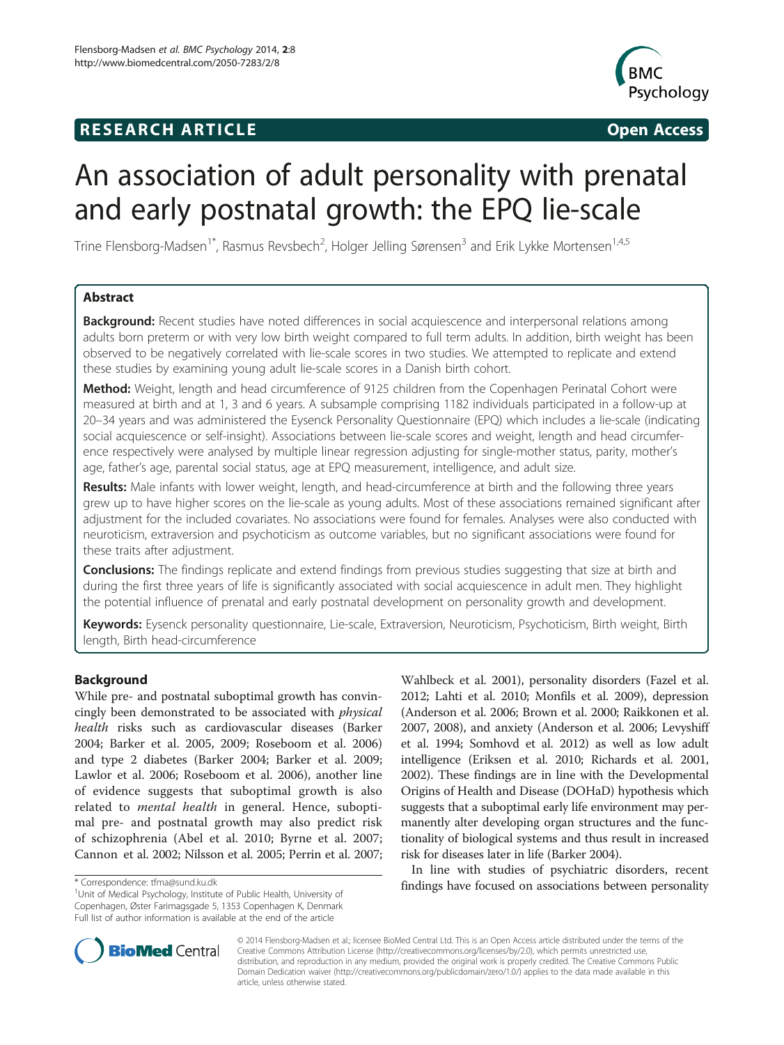RESEARCH ARTICLE Open Access

# An association of adult personality with prenatal and early postnatal growth: the EPQ lie-scale

Trine Flensborg-Madsen[1*], Rasmus Revsbech[2], Holger Jelling Sørensen[3] and Erik Lykke Mortensen[1,4,5]

## Abstract

**Background:** Recent studies have noted differences in social acquiescence and interpersonal relations among adults born preterm or with very low birth weight compared to full term adults. In addition, birth weight has been observed to be negatively correlated with lie-scale scores in two studies. We attempted to replicate and extend these studies by examining young adult lie-scale scores in a Danish birth cohort.

**Method:** Weight, length and head circumference of 9125 children from the Copenhagen Perinatal Cohort were measured at birth and at 1, 3 and 6 years. A subsample comprising 1182 individuals participated in a follow-up at 20–34 years and was administered the Eysenck Personality Questionnaire (EPQ) which includes a lie-scale (indicating social acquiescence or self-insight). Associations between lie-scale scores and weight, length and head circumference respectively were analysed by multiple linear regression adjusting for single-mother status, parity, mother's age, father's age, parental social status, age at EPQ measurement, intelligence, and adult size.

**Results:** Male infants with lower weight, length, and head-circumference at birth and the following three years grew up to have higher scores on the lie-scale as young adults. Most of these associations remained significant after adjustment for the included covariates. No associations were found for females. Analyses were also conducted with neuroticism, extraversion and psychoticism as outcome variables, but no significant associations were found for these traits after adjustment.

**Conclusions:** The findings replicate and extend findings from previous studies suggesting that size at birth and during the first three years of life is significantly associated with social acquiescence in adult men. They highlight the potential influence of prenatal and early postnatal development on personality growth and development.

**Keywords:** Eysenck personality questionnaire, Lie-scale, Extraversion, Neuroticism, Psychoticism, Birth weight, Birth length, Birth head-circumference

## Background

While pre- and postnatal suboptimal growth has convincingly been demonstrated to be associated with *physical health* risks such as cardiovascular diseases (Barker 2004; Barker et al. 2005, 2009; Roseboom et al. 2006) and type 2 diabetes (Barker 2004; Barker et al. 2009; Lawlor et al. 2006; Roseboom et al. 2006), another line of evidence suggests that suboptimal growth is also related to *mental health* in general. Hence, suboptimal pre- and postnatal growth may also predict risk of schizophrenia (Abel et al. 2010; Byrne et al. 2007; Cannon et al. 2002; Nilsson et al. 2005; Perrin et al. 2007; Wahlbeck et al. 2001), personality disorders (Fazel et al. 2012; Lahti et al. 2010; Monfils et al. 2009), depression (Anderson et al. 2006; Brown et al. 2000; Raikkonen et al. 2007, 2008), and anxiety (Anderson et al. 2006; Levyshiff et al. 1994; Somhovd et al. 2012) as well as low adult intelligence (Eriksen et al. 2010; Richards et al. 2001, 2002). These findings are in line with the Developmental Origins of Health and Disease (DOHaD) hypothesis which suggests that a suboptimal early life environment may permanently alter developing organ structures and the functionality of biological systems and thus result in increased risk for diseases later in life (Barker 2004).

In line with studies of psychiatric disorders, recent findings have focused on associations between personality

\* Correspondence: tfma@sund.ku.dk

[1]Unit of Medical Psychology, Institute of Public Health, University of Copenhagen, Øster Farimagsgade 5, 1353 Copenhagen K, Denmark

Full list of author information is available at the end of the article

© 2014 Flensborg-Madsen et al.; licensee BioMed Central Ltd. This is an Open Access article distributed under the terms of the Creative Commons Attribution License (http://creativecommons.org/licenses/by/2.0), which permits unrestricted use, distribution, and reproduction in any medium, provided the original work is properly credited. The Creative Commons Public Domain Dedication waiver (http://creativecommons.org/publicdomain/zero/1.0/) applies to the data made available in this article, unless otherwise stated.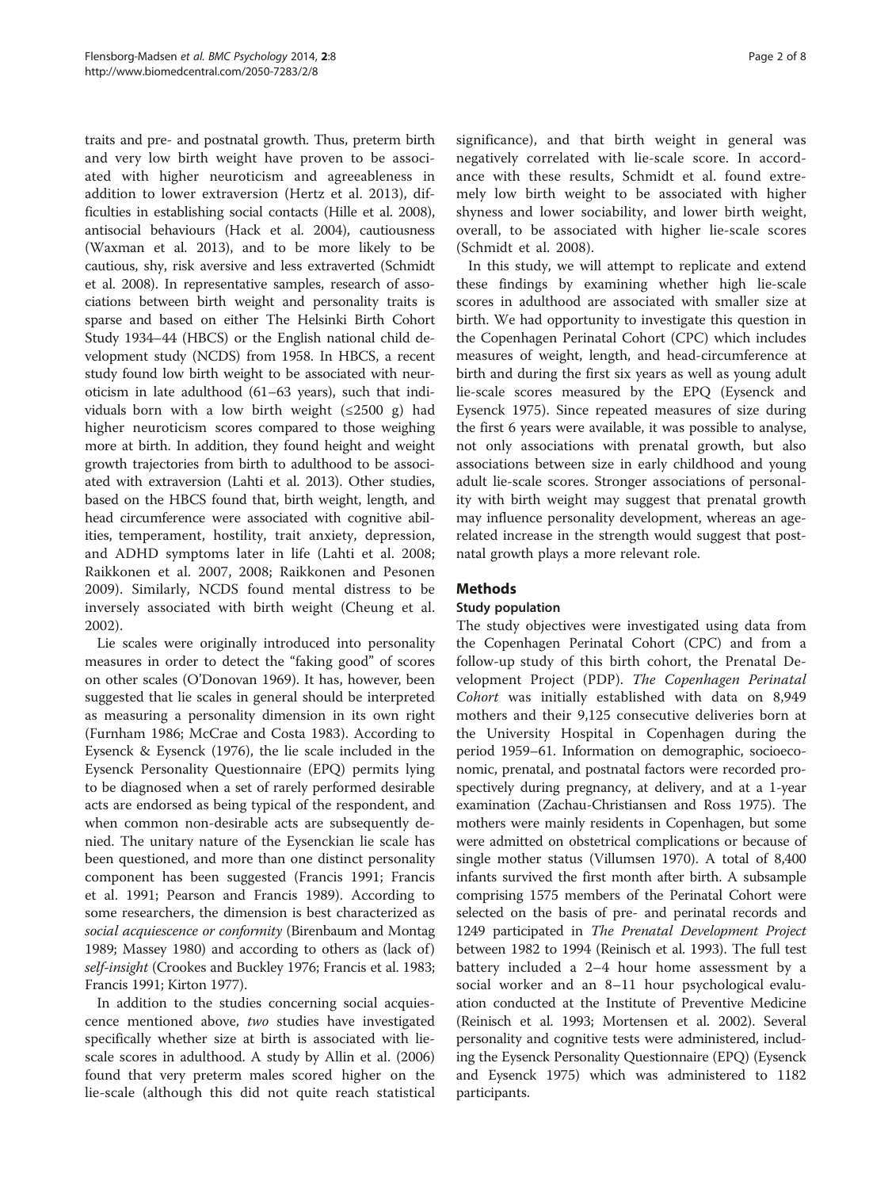traits and pre- and postnatal growth. Thus, preterm birth and very low birth weight have proven to be associated with higher neuroticism and agreeableness in addition to lower extraversion (Hertz et al. 2013), difficulties in establishing social contacts (Hille et al. 2008), antisocial behaviours (Hack et al. 2004), cautiousness (Waxman et al. 2013), and to be more likely to be cautious, shy, risk aversive and less extraverted (Schmidt et al. 2008). In representative samples, research of associations between birth weight and personality traits is sparse and based on either The Helsinki Birth Cohort Study 1934–44 (HBCS) or the English national child development study (NCDS) from 1958. In HBCS, a recent study found low birth weight to be associated with neuroticism in late adulthood (61–63 years), such that individuals born with a low birth weight (≤2500 g) had higher neuroticism scores compared to those weighing more at birth. In addition, they found height and weight growth trajectories from birth to adulthood to be associated with extraversion (Lahti et al. 2013). Other studies, based on the HBCS found that, birth weight, length, and head circumference were associated with cognitive abilities, temperament, hostility, trait anxiety, depression, and ADHD symptoms later in life (Lahti et al. 2008; Raikkonen et al. 2007, 2008; Raikkonen and Pesonen 2009). Similarly, NCDS found mental distress to be inversely associated with birth weight (Cheung et al. 2002).

Lie scales were originally introduced into personality measures in order to detect the "faking good" of scores on other scales (O'Donovan 1969). It has, however, been suggested that lie scales in general should be interpreted as measuring a personality dimension in its own right (Furnham 1986; McCrae and Costa 1983). According to Eysenck & Eysenck (1976), the lie scale included in the Eysenck Personality Questionnaire (EPQ) permits lying to be diagnosed when a set of rarely performed desirable acts are endorsed as being typical of the respondent, and when common non-desirable acts are subsequently denied. The unitary nature of the Eysenckian lie scale has been questioned, and more than one distinct personality component has been suggested (Francis 1991; Francis et al. 1991; Pearson and Francis 1989). According to some researchers, the dimension is best characterized as *social acquiescence or conformity* (Birenbaum and Montag 1989; Massey 1980) and according to others as (lack of) *self-insight* (Crookes and Buckley 1976; Francis et al. 1983; Francis 1991; Kirton 1977).

In addition to the studies concerning social acquiescence mentioned above, *two* studies have investigated specifically whether size at birth is associated with lie-scale scores in adulthood. A study by Allin et al. (2006) found that very preterm males scored higher on the lie-scale (although this did not quite reach statistical significance), and that birth weight in general was negatively correlated with lie-scale score. In accordance with these results, Schmidt et al. found extremely low birth weight to be associated with higher shyness and lower sociability, and lower birth weight, overall, to be associated with higher lie-scale scores (Schmidt et al. 2008).

In this study, we will attempt to replicate and extend these findings by examining whether high lie-scale scores in adulthood are associated with smaller size at birth. We had opportunity to investigate this question in the Copenhagen Perinatal Cohort (CPC) which includes measures of weight, length, and head-circumference at birth and during the first six years as well as young adult lie-scale scores measured by the EPQ (Eysenck and Eysenck 1975). Since repeated measures of size during the first 6 years were available, it was possible to analyse, not only associations with prenatal growth, but also associations between size in early childhood and young adult lie-scale scores. Stronger associations of personality with birth weight may suggest that prenatal growth may influence personality development, whereas an age-related increase in the strength would suggest that postnatal growth plays a more relevant role.

## Methods

### Study population

The study objectives were investigated using data from the Copenhagen Perinatal Cohort (CPC) and from a follow-up study of this birth cohort, the Prenatal Development Project (PDP). *The Copenhagen Perinatal Cohort* was initially established with data on 8,949 mothers and their 9,125 consecutive deliveries born at the University Hospital in Copenhagen during the period 1959–61. Information on demographic, socioeconomic, prenatal, and postnatal factors were recorded prospectively during pregnancy, at delivery, and at a 1-year examination (Zachau-Christiansen and Ross 1975). The mothers were mainly residents in Copenhagen, but some were admitted on obstetrical complications or because of single mother status (Villumsen 1970). A total of 8,400 infants survived the first month after birth. A subsample comprising 1575 members of the Perinatal Cohort were selected on the basis of pre- and perinatal records and 1249 participated in *The Prenatal Development Project* between 1982 to 1994 (Reinisch et al. 1993). The full test battery included a 2–4 hour home assessment by a social worker and an 8–11 hour psychological evaluation conducted at the Institute of Preventive Medicine (Reinisch et al. 1993; Mortensen et al. 2002). Several personality and cognitive tests were administered, including the Eysenck Personality Questionnaire (EPQ) (Eysenck and Eysenck 1975) which was administered to 1182 participants.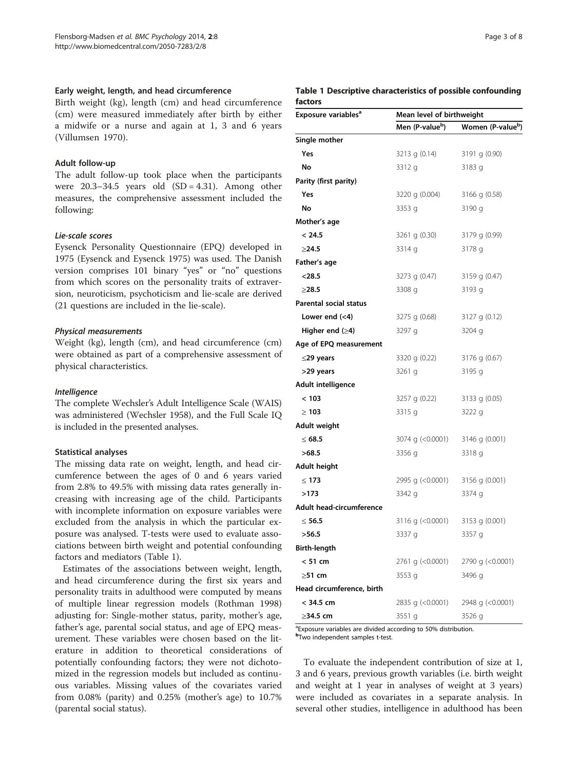### Early weight, length, and head circumference

Birth weight (kg), length (cm) and head circumference (cm) were measured immediately after birth by either a midwife or a nurse and again at 1, 3 and 6 years (Villumsen 1970).

### Adult follow-up

The adult follow-up took place when the participants were 20.3–34.5 years old (SD = 4.31). Among other measures, the comprehensive assessment included the following:

#### *Lie-scale scores*

Eysenck Personality Questionnaire (EPQ) developed in 1975 (Eysenck and Eysenck 1975) was used. The Danish version comprises 101 binary "yes" or "no" questions from which scores on the personality traits of extraversion, neuroticism, psychoticism and lie-scale are derived (21 questions are included in the lie-scale).

#### *Physical measurements*

Weight (kg), length (cm), and head circumference (cm) were obtained as part of a comprehensive assessment of physical characteristics.

#### *Intelligence*

The complete Wechsler's Adult Intelligence Scale (WAIS) was administered (Wechsler 1958), and the Full Scale IQ is included in the presented analyses.

### Statistical analyses

The missing data rate on weight, length, and head circumference between the ages of 0 and 6 years varied from 2.8% to 49.5% with missing data rates generally increasing with increasing age of the child. Participants with incomplete information on exposure variables were excluded from the analysis in which the particular exposure was analysed. T-tests were used to evaluate associations between birth weight and potential confounding factors and mediators (Table 1).

Estimates of the associations between weight, length, and head circumference during the first six years and personality traits in adulthood were computed by means of multiple linear regression models (Rothman 1998) adjusting for: Single-mother status, parity, mother's age, father's age, parental social status, and age of EPQ measurement. These variables were chosen based on the literature in addition to theoretical considerations of potentially confounding factors; they were not dichotomized in the regression models but included as continuous variables. Missing values of the covariates varied from 0.08% (parity) and 0.25% (mother's age) to 10.7% (parental social status).

**Table 1 Descriptive characteristics of possible confounding factors**

| Exposure variables[a] | Mean level of birthweight | |
|---|---|---|
| | Men (P-value[b]) | Women (P-value[b]) |
| **Single mother** | | |
| **Yes** | 3213 g (0.14) | 3191 g (0.90) |
| **No** | 3312 g | 3183 g |
| **Parity (first parity)** | | |
| **Yes** | 3220 g (0.004) | 3166 g (0.58) |
| **No** | 3353 g | 3190 g |
| **Mother's age** | | |
| **< 24.5** | 3261 g (0.30) | 3179 g (0.99) |
| **≥24.5** | 3314 g | 3178 g |
| **Father's age** | | |
| **<28.5** | 3273 g (0.47) | 3159 g (0.47) |
| **≥28.5** | 3308 g | 3193 g |
| **Parental social status** | | |
| **Lower end (<4)** | 3275 g (0.68) | 3127 g (0.12) |
| **Higher end (≥4)** | 3297 g | 3204 g |
| **Age of EPQ measurement** | | |
| **≤29 years** | 3320 g (0.22) | 3176 g (0.67) |
| **>29 years** | 3261 g | 3195 g |
| **Adult intelligence** | | |
| **< 103** | 3257 g (0.22) | 3133 g (0.05) |
| **≥ 103** | 3315 g | 3222 g |
| **Adult weight** | | |
| **≤ 68.5** | 3074 g (<0.0001) | 3146 g (0.001) |
| **>68.5** | 3356 g | 3318 g |
| **Adult height** | | |
| **≤ 173** | 2995 g (<0.0001) | 3156 g (0.001) |
| **>173** | 3342 g | 3374 g |
| **Adult head-circumference** | | |
| **≤ 56.5** | 3116 g (<0.0001) | 3153 g (0.001) |
| **>56.5** | 3337 g | 3357 g |
| **Birth-length** | | |
| **< 51 cm** | 2761 g (<0.0001) | 2790 g (<0.0001) |
| **≥51 cm** | 3553 g | 3496 g |
| **Head circumference, birth** | | |
| **< 34.5 cm** | 2835 g (<0.0001) | 2948 g (<0.0001) |
| **≥34.5 cm** | 3551 g | 3526 g |

[a]Exposure variables are divided according to 50% distribution.
[b]Two independent samples t-test.

To evaluate the independent contribution of size at 1, 3 and 6 years, previous growth variables (i.e. birth weight and weight at 1 year in analyses of weight at 3 years) were included as covariates in a separate analysis. In several other studies, intelligence in adulthood has been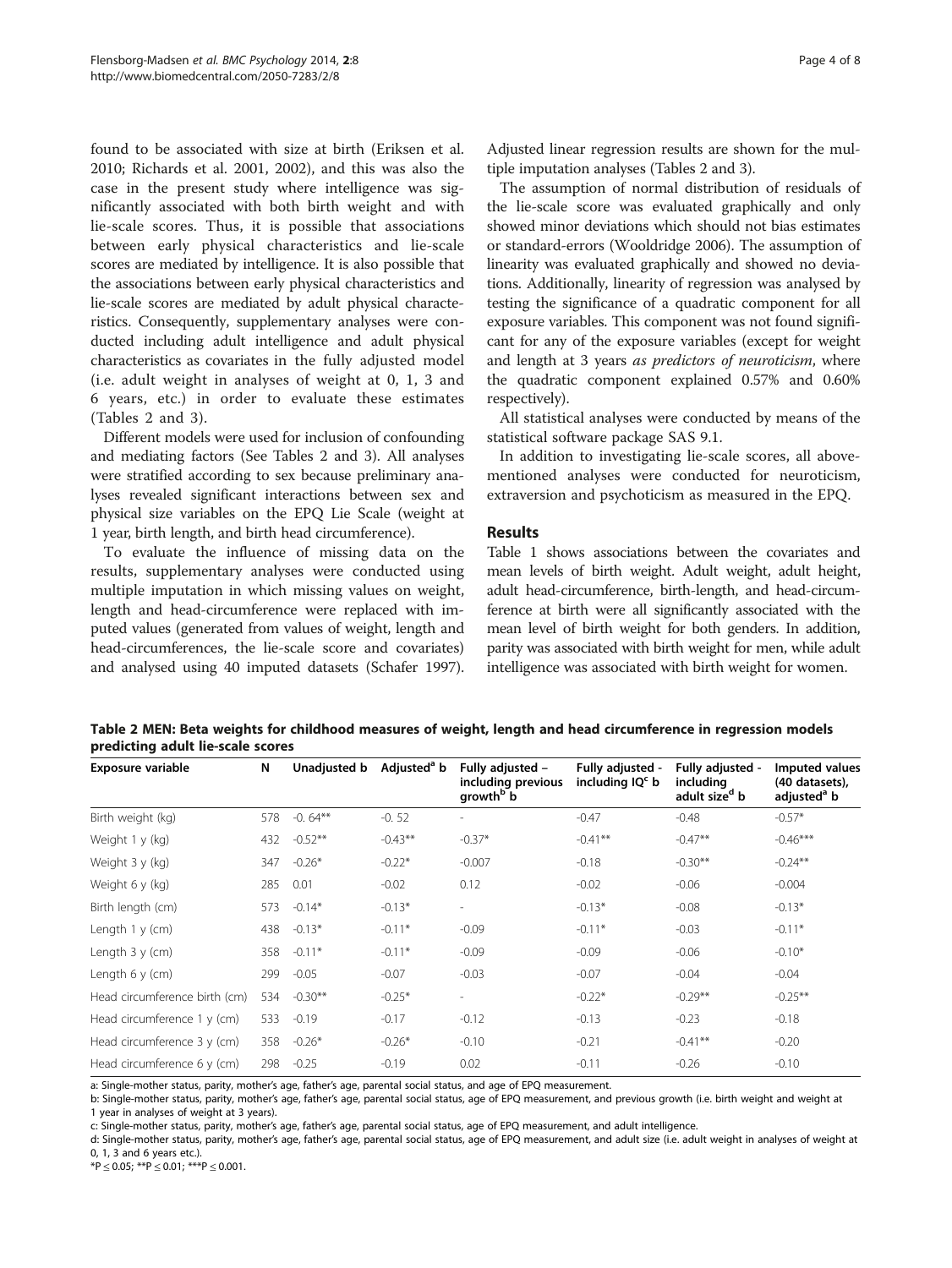found to be associated with size at birth (Eriksen et al. 2010; Richards et al. 2001, 2002), and this was also the case in the present study where intelligence was significantly associated with both birth weight and with lie-scale scores. Thus, it is possible that associations between early physical characteristics and lie-scale scores are mediated by intelligence. It is also possible that the associations between early physical characteristics and lie-scale scores are mediated by adult physical characteristics. Consequently, supplementary analyses were conducted including adult intelligence and adult physical characteristics as covariates in the fully adjusted model (i.e. adult weight in analyses of weight at 0, 1, 3 and 6 years, etc.) in order to evaluate these estimates (Tables 2 and 3).

Different models were used for inclusion of confounding and mediating factors (See Tables 2 and 3). All analyses were stratified according to sex because preliminary analyses revealed significant interactions between sex and physical size variables on the EPQ Lie Scale (weight at 1 year, birth length, and birth head circumference).

To evaluate the influence of missing data on the results, supplementary analyses were conducted using multiple imputation in which missing values on weight, length and head-circumference were replaced with imputed values (generated from values of weight, length and head-circumferences, the lie-scale score and covariates) and analysed using 40 imputed datasets (Schafer 1997). Adjusted linear regression results are shown for the multiple imputation analyses (Tables 2 and 3).

The assumption of normal distribution of residuals of the lie-scale score was evaluated graphically and only showed minor deviations which should not bias estimates or standard-errors (Wooldridge 2006). The assumption of linearity was evaluated graphically and showed no deviations. Additionally, linearity of regression was analysed by testing the significance of a quadratic component for all exposure variables. This component was not found significant for any of the exposure variables (except for weight and length at 3 years *as predictors of neuroticism*, where the quadratic component explained 0.57% and 0.60% respectively).

All statistical analyses were conducted by means of the statistical software package SAS 9.1.

In addition to investigating lie-scale scores, all above-mentioned analyses were conducted for neuroticism, extraversion and psychoticism as measured in the EPQ.

## Results

Table 1 shows associations between the covariates and mean levels of birth weight. Adult weight, adult height, adult head-circumference, birth-length, and head-circumference at birth were all significantly associated with the mean level of birth weight for both genders. In addition, parity was associated with birth weight for men, while adult intelligence was associated with birth weight for women.

**Table 2 MEN: Beta weights for childhood measures of weight, length and head circumference in regression models predicting adult lie-scale scores**

| Exposure variable | N | Unadjusted b | Adjusted[a] b | Fully adjusted – including previous growth[b] b | Fully adjusted - including IQ[c] b | Fully adjusted - including adult size[d] b | Imputed values (40 datasets), adjusted[a] b |
|---|---|---|---|---|---|---|---|
| Birth weight (kg) | 578 | -0. 64** | -0. 52 | - | -0.47 | -0.48 | -0.57* |
| Weight 1 y (kg) | 432 | -0.52** | -0.43** | -0.37* | -0.41** | -0.47** | -0.46*** |
| Weight 3 y (kg) | 347 | -0.26* | -0.22* | -0.007 | -0.18 | -0.30** | -0.24** |
| Weight 6 y (kg) | 285 | 0.01 | -0.02 | 0.12 | -0.02 | -0.06 | -0.004 |
| Birth length (cm) | 573 | -0.14* | -0.13* | - | -0.13* | -0.08 | -0.13* |
| Length 1 y (cm) | 438 | -0.13* | -0.11* | -0.09 | -0.11* | -0.03 | -0.11* |
| Length 3 y (cm) | 358 | -0.11* | -0.11* | -0.09 | -0.09 | -0.06 | -0.10* |
| Length 6 y (cm) | 299 | -0.05 | -0.07 | -0.03 | -0.07 | -0.04 | -0.04 |
| Head circumference birth (cm) | 534 | -0.30** | -0.25* | - | -0.22* | -0.29** | -0.25** |
| Head circumference 1 y (cm) | 533 | -0.19 | -0.17 | -0.12 | -0.13 | -0.23 | -0.18 |
| Head circumference 3 y (cm) | 358 | -0.26* | -0.26* | -0.10 | -0.21 | -0.41** | -0.20 |
| Head circumference 6 y (cm) | 298 | -0.25 | -0.19 | 0.02 | -0.11 | -0.26 | -0.10 |

a: Single-mother status, parity, mother's age, father's age, parental social status, and age of EPQ measurement.
b: Single-mother status, parity, mother's age, father's age, parental social status, age of EPQ measurement, and previous growth (i.e. birth weight and weight at 1 year in analyses of weight at 3 years).
c: Single-mother status, parity, mother's age, father's age, parental social status, age of EPQ measurement, and adult intelligence.
d: Single-mother status, parity, mother's age, father's age, parental social status, age of EPQ measurement, and adult size (i.e. adult weight in analyses of weight at 0, 1, 3 and 6 years etc.).
*$P \leq 0.05$; **$P \leq 0.01$; ***$P \leq 0.001$.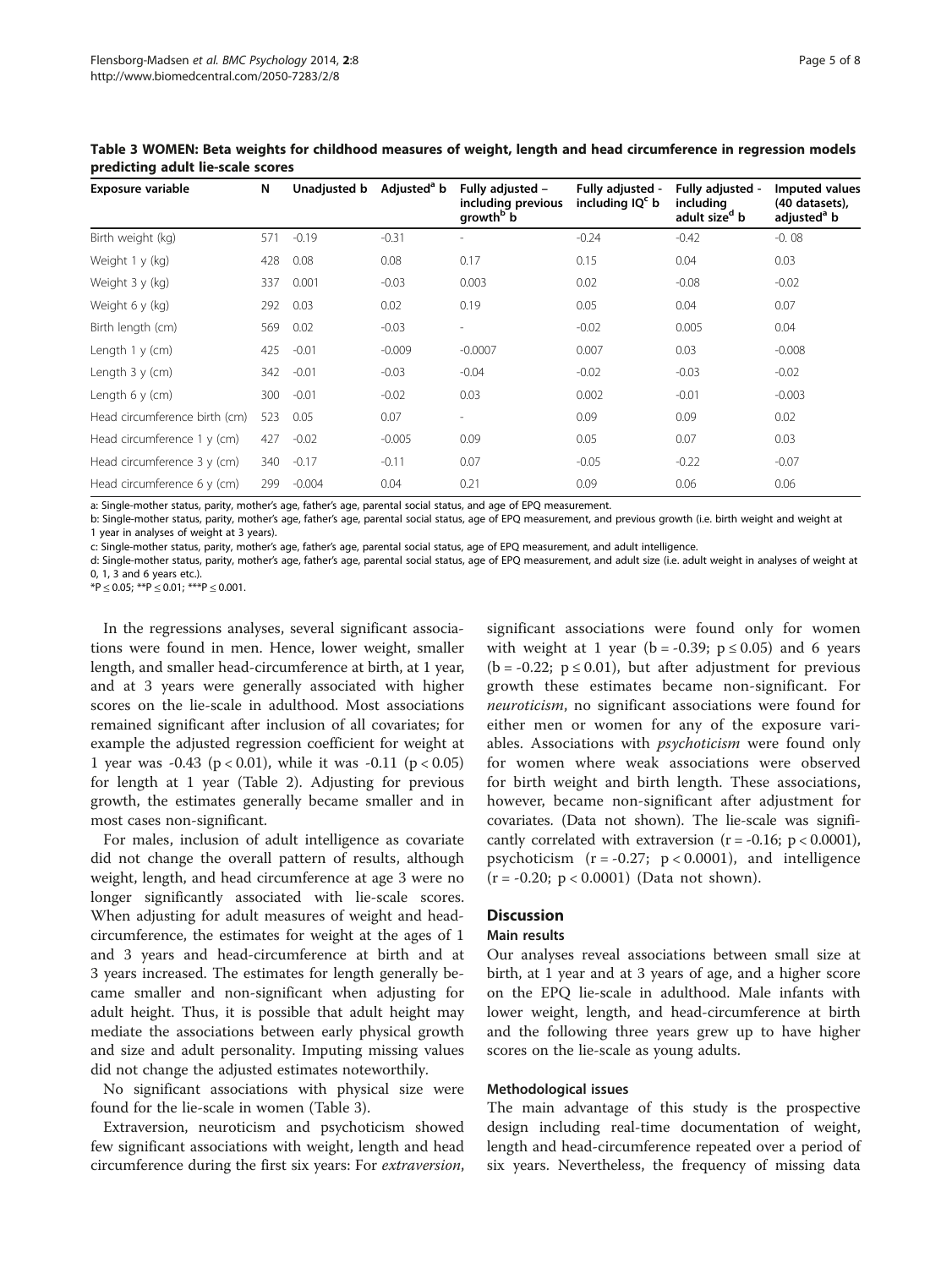**Table 3 WOMEN: Beta weights for childhood measures of weight, length and head circumference in regression models predicting adult lie-scale scores**

| Exposure variable | N | Unadjusted b | Adjusted[a] b | Fully adjusted – including previous growth[b] b | Fully adjusted - including IQ[c] b | Fully adjusted - including adult size[d] b | Imputed values (40 datasets), adjusted[a] b |
|---|---|---|---|---|---|---|---|
| Birth weight (kg) | 571 | -0.19 | -0.31 | - | -0.24 | -0.42 | -0. 08 |
| Weight 1 y (kg) | 428 | 0.08 | 0.08 | 0.17 | 0.15 | 0.04 | 0.03 |
| Weight 3 y (kg) | 337 | 0.001 | -0.03 | 0.003 | 0.02 | -0.08 | -0.02 |
| Weight 6 y (kg) | 292 | 0.03 | 0.02 | 0.19 | 0.05 | 0.04 | 0.07 |
| Birth length (cm) | 569 | 0.02 | -0.03 | - | -0.02 | 0.005 | 0.04 |
| Length 1 y (cm) | 425 | -0.01 | -0.009 | -0.0007 | 0.007 | 0.03 | -0.008 |
| Length 3 y (cm) | 342 | -0.01 | -0.03 | -0.04 | -0.02 | -0.03 | -0.02 |
| Length 6 y (cm) | 300 | -0.01 | -0.02 | 0.03 | 0.002 | -0.01 | -0.003 |
| Head circumference birth (cm) | 523 | 0.05 | 0.07 | - | 0.09 | 0.09 | 0.02 |
| Head circumference 1 y (cm) | 427 | -0.02 | -0.005 | 0.09 | 0.05 | 0.07 | 0.03 |
| Head circumference 3 y (cm) | 340 | -0.17 | -0.11 | 0.07 | -0.05 | -0.22 | -0.07 |
| Head circumference 6 y (cm) | 299 | -0.004 | 0.04 | 0.21 | 0.09 | 0.06 | 0.06 |

a: Single-mother status, parity, mother's age, father's age, parental social status, and age of EPQ measurement.
b: Single-mother status, parity, mother's age, father's age, parental social status, age of EPQ measurement, and previous growth (i.e. birth weight and weight at 1 year in analyses of weight at 3 years).
c: Single-mother status, parity, mother's age, father's age, parental social status, age of EPQ measurement, and adult intelligence.
d: Single-mother status, parity, mother's age, father's age, parental social status, age of EPQ measurement, and adult size (i.e. adult weight in analyses of weight at 0, 1, 3 and 6 years etc.).
$^{*}P \leq 0.05$; $^{**}P \leq 0.01$; $^{***}P \leq 0.001$.

In the regressions analyses, several significant associations were found in men. Hence, lower weight, smaller length, and smaller head-circumference at birth, at 1 year, and at 3 years were generally associated with higher scores on the lie-scale in adulthood. Most associations remained significant after inclusion of all covariates; for example the adjusted regression coefficient for weight at 1 year was -0.43 ($p < 0.01$), while it was -0.11 ($p < 0.05$) for length at 1 year (Table 2). Adjusting for previous growth, the estimates generally became smaller and in most cases non-significant.

For males, inclusion of adult intelligence as covariate did not change the overall pattern of results, although weight, length, and head circumference at age 3 were no longer significantly associated with lie-scale scores. When adjusting for adult measures of weight and head-circumference, the estimates for weight at the ages of 1 and 3 years and head-circumference at birth and at 3 years increased. The estimates for length generally became smaller and non-significant when adjusting for adult height. Thus, it is possible that adult height may mediate the associations between early physical growth and size and adult personality. Imputing missing values did not change the adjusted estimates noteworthily.

No significant associations with physical size were found for the lie-scale in women (Table 3).

Extraversion, neuroticism and psychoticism showed few significant associations with weight, length and head circumference during the first six years: For *extraversion*, significant associations were found only for women with weight at 1 year ($b = -0.39$; $p \leq 0.05$) and 6 years ($b = -0.22$; $p \leq 0.01$), but after adjustment for previous growth these estimates became non-significant. For *neuroticism*, no significant associations were found for either men or women for any of the exposure variables. Associations with *psychoticism* were found only for women where weak associations were observed for birth weight and birth length. These associations, however, became non-significant after adjustment for covariates. (Data not shown). The lie-scale was significantly correlated with extraversion ($r = -0.16$; $p < 0.0001$), psychoticism ($r = -0.27$; $p < 0.0001$), and intelligence ($r = -0.20$; $p < 0.0001$) (Data not shown).

## Discussion

### Main results

Our analyses reveal associations between small size at birth, at 1 year and at 3 years of age, and a higher score on the EPQ lie-scale in adulthood. Male infants with lower weight, length, and head-circumference at birth and the following three years grew up to have higher scores on the lie-scale as young adults.

### Methodological issues

The main advantage of this study is the prospective design including real-time documentation of weight, length and head-circumference repeated over a period of six years. Nevertheless, the frequency of missing data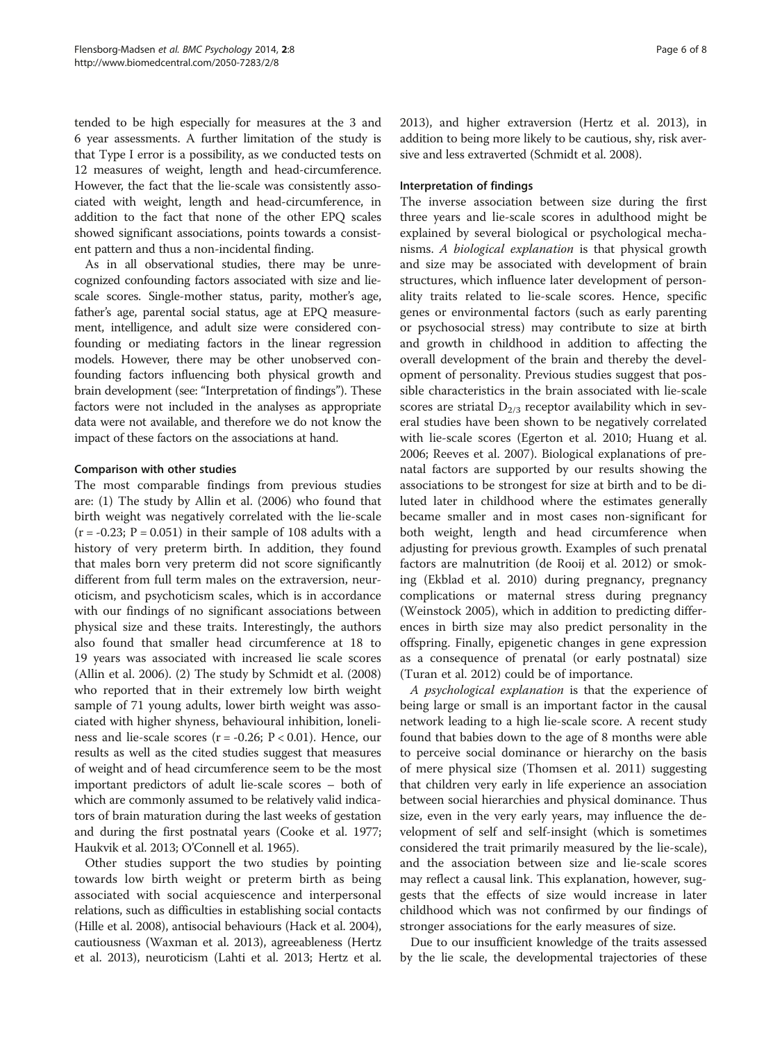tended to be high especially for measures at the 3 and 6 year assessments. A further limitation of the study is that Type I error is a possibility, as we conducted tests on 12 measures of weight, length and head-circumference. However, the fact that the lie-scale was consistently associated with weight, length and head-circumference, in addition to the fact that none of the other EPQ scales showed significant associations, points towards a consistent pattern and thus a non-incidental finding.

As in all observational studies, there may be unrecognized confounding factors associated with size and lie-scale scores. Single-mother status, parity, mother's age, father's age, parental social status, age at EPQ measurement, intelligence, and adult size were considered confounding or mediating factors in the linear regression models. However, there may be other unobserved confounding factors influencing both physical growth and brain development (see: "Interpretation of findings"). These factors were not included in the analyses as appropriate data were not available, and therefore we do not know the impact of these factors on the associations at hand.

### Comparison with other studies

The most comparable findings from previous studies are: (1) The study by Allin et al. (2006) who found that birth weight was negatively correlated with the lie-scale ($r = -0.23$; $P = 0.051$) in their sample of 108 adults with a history of very preterm birth. In addition, they found that males born very preterm did not score significantly different from full term males on the extraversion, neuroticism, and psychoticism scales, which is in accordance with our findings of no significant associations between physical size and these traits. Interestingly, the authors also found that smaller head circumference at 18 to 19 years was associated with increased lie scale scores (Allin et al. 2006). (2) The study by Schmidt et al. (2008) who reported that in their extremely low birth weight sample of 71 young adults, lower birth weight was associated with higher shyness, behavioural inhibition, loneliness and lie-scale scores ($r = -0.26$; $P < 0.01$). Hence, our results as well as the cited studies suggest that measures of weight and of head circumference seem to be the most important predictors of adult lie-scale scores – both of which are commonly assumed to be relatively valid indicators of brain maturation during the last weeks of gestation and during the first postnatal years (Cooke et al. 1977; Haukvik et al. 2013; O'Connell et al. 1965).

Other studies support the two studies by pointing towards low birth weight or preterm birth as being associated with social acquiescence and interpersonal relations, such as difficulties in establishing social contacts (Hille et al. 2008), antisocial behaviours (Hack et al. 2004), cautiousness (Waxman et al. 2013), agreeableness (Hertz et al. 2013), neuroticism (Lahti et al. 2013; Hertz et al. 2013), and higher extraversion (Hertz et al. 2013), in addition to being more likely to be cautious, shy, risk aversive and less extraverted (Schmidt et al. 2008).

### Interpretation of findings

The inverse association between size during the first three years and lie-scale scores in adulthood might be explained by several biological or psychological mechanisms. *A biological explanation* is that physical growth and size may be associated with development of brain structures, which influence later development of personality traits related to lie-scale scores. Hence, specific genes or environmental factors (such as early parenting or psychosocial stress) may contribute to size at birth and growth in childhood in addition to affecting the overall development of the brain and thereby the development of personality. Previous studies suggest that possible characteristics in the brain associated with lie-scale scores are striatal $D_{2/3}$ receptor availability which in several studies have been shown to be negatively correlated with lie-scale scores (Egerton et al. 2010; Huang et al. 2006; Reeves et al. 2007). Biological explanations of prenatal factors are supported by our results showing the associations to be strongest for size at birth and to be diluted later in childhood where the estimates generally became smaller and in most cases non-significant for both weight, length and head circumference when adjusting for previous growth. Examples of such prenatal factors are malnutrition (de Rooij et al. 2012) or smoking (Ekblad et al. 2010) during pregnancy, pregnancy complications or maternal stress during pregnancy (Weinstock 2005), which in addition to predicting differences in birth size may also predict personality in the offspring. Finally, epigenetic changes in gene expression as a consequence of prenatal (or early postnatal) size (Turan et al. 2012) could be of importance.

*A psychological explanation* is that the experience of being large or small is an important factor in the causal network leading to a high lie-scale score. A recent study found that babies down to the age of 8 months were able to perceive social dominance or hierarchy on the basis of mere physical size (Thomsen et al. 2011) suggesting that children very early in life experience an association between social hierarchies and physical dominance. Thus size, even in the very early years, may influence the development of self and self-insight (which is sometimes considered the trait primarily measured by the lie-scale), and the association between size and lie-scale scores may reflect a causal link. This explanation, however, suggests that the effects of size would increase in later childhood which was not confirmed by our findings of stronger associations for the early measures of size.

Due to our insufficient knowledge of the traits assessed by the lie scale, the developmental trajectories of these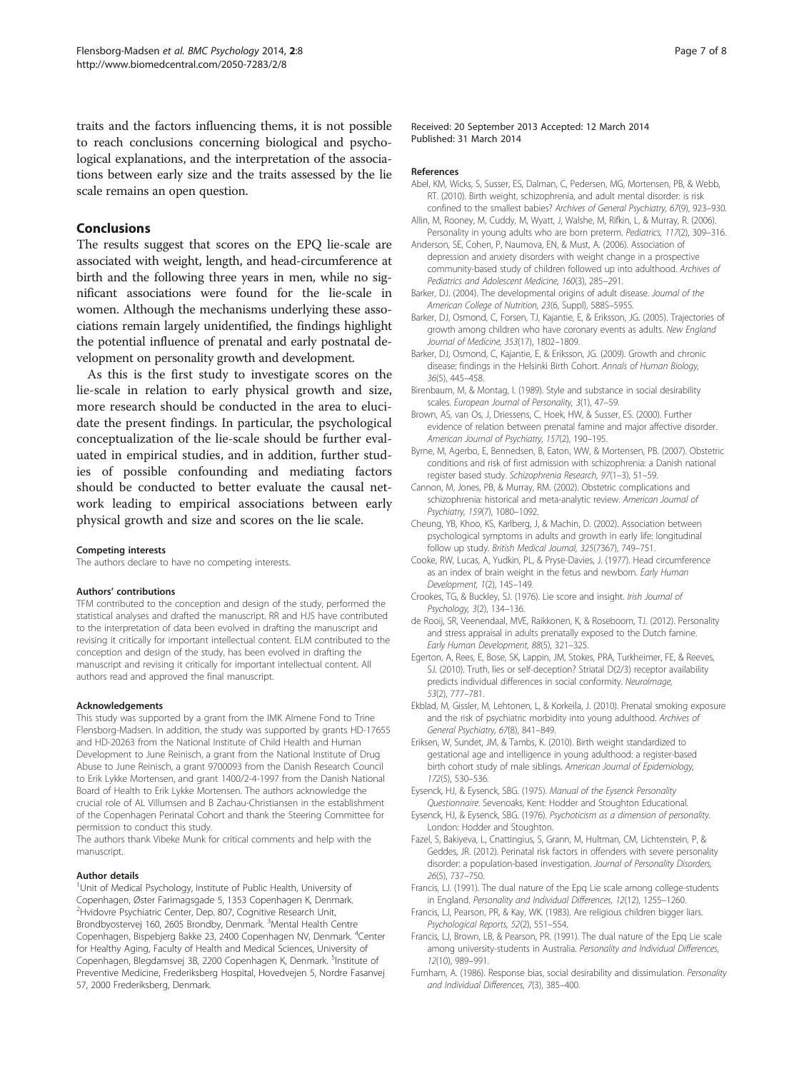traits and the factors influencing thems, it is not possible to reach conclusions concerning biological and psychological explanations, and the interpretation of the associations between early size and the traits assessed by the lie scale remains an open question.

## Conclusions

The results suggest that scores on the EPQ lie-scale are associated with weight, length, and head-circumference at birth and the following three years in men, while no significant associations were found for the lie-scale in women. Although the mechanisms underlying these associations remain largely unidentified, the findings highlight the potential influence of prenatal and early postnatal development on personality growth and development.

As this is the first study to investigate scores on the lie-scale in relation to early physical growth and size, more research should be conducted in the area to elucidate the present findings. In particular, the psychological conceptualization of the lie-scale should be further evaluated in empirical studies, and in addition, further studies of possible confounding and mediating factors should be conducted to better evaluate the causal network leading to empirical associations between early physical growth and size and scores on the lie scale.

#### Competing interests

The authors declare to have no competing interests.

#### Authors' contributions

TFM contributed to the conception and design of the study, performed the statistical analyses and drafted the manuscript. RR and HJS have contributed to the interpretation of data been evolved in drafting the manuscript and revising it critically for important intellectual content. ELM contributed to the conception and design of the study, has been evolved in drafting the manuscript and revising it critically for important intellectual content. All authors read and approved the final manuscript.

#### Acknowledgements

This study was supported by a grant from the IMK Almene Fond to Trine Flensborg-Madsen. In addition, the study was supported by grants HD-17655 and HD-20263 from the National Institute of Child Health and Human Development to June Reinisch, a grant from the National Institute of Drug Abuse to June Reinisch, a grant 9700093 from the Danish Research Council to Erik Lykke Mortensen, and grant 1400/2-4-1997 from the Danish National Board of Health to Erik Lykke Mortensen. The authors acknowledge the crucial role of AL Villumsen and B Zachau-Christiansen in the establishment of the Copenhagen Perinatal Cohort and thank the Steering Committee for permission to conduct this study.

The authors thank Vibeke Munk for critical comments and help with the manuscript.

#### Author details

[1]Unit of Medical Psychology, Institute of Public Health, University of Copenhagen, Øster Farimagsgade 5, 1353 Copenhagen K, Denmark. [2]Hvidovre Psychiatric Center, Dep. 807, Cognitive Research Unit, Brondbyostervej 160, 2605 Brondby, Denmark. [3]Mental Health Centre Copenhagen, Bispebjerg Bakke 23, 2400 Copenhagen NV, Denmark. [4]Center for Healthy Aging, Faculty of Health and Medical Sciences, University of Copenhagen, Blegdamsvej 3B, 2200 Copenhagen K, Denmark. [5]Institute of Preventive Medicine, Frederiksberg Hospital, Hovedvejen 5, Nordre Fasanvej 57, 2000 Frederiksberg, Denmark.

Received: 20 September 2013 Accepted: 12 March 2014
Published: 31 March 2014

#### References

- Abel, KM, Wicks, S, Susser, ES, Dalman, C, Pedersen, MG, Mortensen, PB, & Webb, RT. (2010). Birth weight, schizophrenia, and adult mental disorder: is risk confined to the smallest babies? *Archives of General Psychiatry, 67*(9), 923–930.
- Allin, M, Rooney, M, Cuddy, M, Wyatt, J, Walshe, M, Rifkin, L, & Murray, R. (2006). Personality in young adults who are born preterm. *Pediatrics, 117*(2), 309–316.
- Anderson, SE, Cohen, P, Naumova, EN, & Must, A. (2006). Association of depression and anxiety disorders with weight change in a prospective community-based study of children followed up into adulthood. *Archives of Pediatrics and Adolescent Medicine, 160*(3), 285–291.
- Barker, DJ. (2004). The developmental origins of adult disease. *Journal of the American College of Nutrition, 23*(6, Suppl), 588S–595S.
- Barker, DJ, Osmond, C, Forsen, TJ, Kajantie, E, & Eriksson, JG. (2005). Trajectories of growth among children who have coronary events as adults. *New England Journal of Medicine, 353*(17), 1802–1809.
- Barker, DJ, Osmond, C, Kajantie, E, & Eriksson, JG. (2009). Growth and chronic disease: findings in the Helsinki Birth Cohort. *Annals of Human Biology, 36*(5), 445–458.
- Birenbaum, M, & Montag, I. (1989). Style and substance in social desirability scales. *European Journal of Personality, 3*(1), 47–59.
- Brown, AS, van Os, J, Driessens, C, Hoek, HW, & Susser, ES. (2000). Further evidence of relation between prenatal famine and major affective disorder. *American Journal of Psychiatry, 157*(2), 190–195.
- Byrne, M, Agerbo, E, Bennedsen, B, Eaton, WW, & Mortensen, PB. (2007). Obstetric conditions and risk of first admission with schizophrenia: a Danish national register based study. *Schizophrenia Research, 97*(1–3), 51–59.
- Cannon, M, Jones, PB, & Murray, RM. (2002). Obstetric complications and schizophrenia: historical and meta-analytic review. *American Journal of Psychiatry, 159*(7), 1080–1092.
- Cheung, YB, Khoo, KS, Karlberg, J, & Machin, D. (2002). Association between psychological symptoms in adults and growth in early life: longitudinal follow up study. *British Medical Journal, 325*(7367), 749–751.
- Cooke, RW, Lucas, A, Yudkin, PL, & Pryse-Davies, J. (1977). Head circumference as an index of brain weight in the fetus and newborn. *Early Human Development, 1*(2), 145–149.
- Crookes, TG, & Buckley, SJ. (1976). Lie score and insight. *Irish Journal of Psychology, 3*(2), 134–136.
- de Rooij, SR, Veenendaal, MVE, Raikkonen, K, & Roseboom, TJ. (2012). Personality and stress appraisal in adults prenatally exposed to the Dutch famine. *Early Human Development, 88*(5), 321–325.
- Egerton, A, Rees, E, Bose, SK, Lappin, JM, Stokes, PRA, Turkheimer, FE, & Reeves, SJ. (2010). Truth, lies or self-deception? Striatal D(2/3) receptor availability predicts individual differences in social conformity. *NeuroImage, 53*(2), 777–781.
- Ekblad, M, Gissler, M, Lehtonen, L, & Korkeila, J. (2010). Prenatal smoking exposure and the risk of psychiatric morbidity into young adulthood. *Archives of General Psychiatry, 67*(8), 841–849.
- Eriksen, W, Sundet, JM, & Tambs, K. (2010). Birth weight standardized to gestational age and intelligence in young adulthood: a register-based birth cohort study of male siblings. *American Journal of Epidemiology, 172*(5), 530–536.
- Eysenck, HJ, & Eysenck, SBG. (1975). *Manual of the Eysenck Personality Questionnaire*. Sevenoaks, Kent: Hodder and Stoughton Educational.
- Eysenck, HJ, & Eysenck, SBG. (1976). *Psychoticism as a dimension of personality*. London: Hodder and Stoughton.
- Fazel, S, Bakiyeva, L, Cnattingius, S, Grann, M, Hultman, CM, Lichtenstein, P, & Geddes, JR. (2012). Perinatal risk factors in offenders with severe personality disorder: a population-based investigation. *Journal of Personality Disorders, 26*(5), 737–750.
- Francis, LJ. (1991). The dual nature of the Epq Lie scale among college-students in England. *Personality and Individual Differences, 12*(12), 1255–1260.
- Francis, LJ, Pearson, PR, & Kay, WK. (1983). Are religious children bigger liars. *Psychological Reports, 52*(2), 551–554.
- Francis, LJ, Brown, LB, & Pearson, PR. (1991). The dual nature of the Epq Lie scale among university-students in Australia. *Personality and Individual Differences, 12*(10), 989–991.
- Furnham, A. (1986). Response bias, social desirability and dissimulation. *Personality and Individual Differences, 7*(3), 385–400.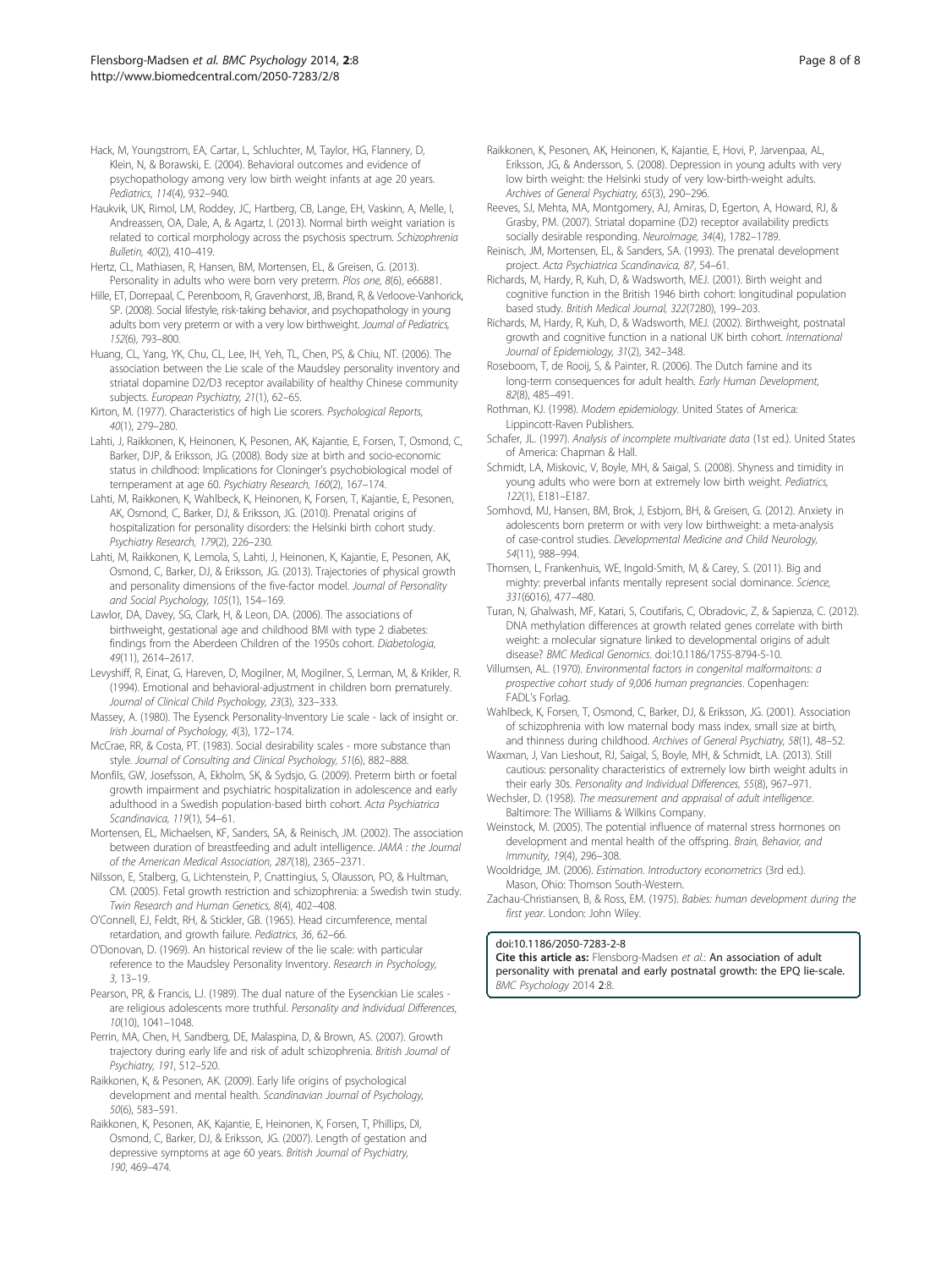Hack, M, Youngstrom, EA, Cartar, L, Schluchter, M, Taylor, HG, Flannery, D, Klein, N, & Borawski, E. (2004). Behavioral outcomes and evidence of psychopathology among very low birth weight infants at age 20 years. *Pediatrics, 114*(4), 932–940.

Haukvik, UK, Rimol, LM, Roddey, JC, Hartberg, CB, Lange, EH, Vaskinn, A, Melle, I, Andreassen, OA, Dale, A, & Agartz, I. (2013). Normal birth weight variation is related to cortical morphology across the psychosis spectrum. *Schizophrenia Bulletin, 40*(2), 410–419.

Hertz, CL, Mathiasen, R, Hansen, BM, Mortensen, EL, & Greisen, G. (2013). Personality in adults who were born very preterm. *Plos one, 8*(6), e66881.

Hille, ET, Dorrepaal, C, Perenboom, R, Gravenhorst, JB, Brand, R, & Verloove-Vanhorick, SP. (2008). Social lifestyle, risk-taking behavior, and psychopathology in young adults born very preterm or with a very low birthweight. *Journal of Pediatrics, 152*(6), 793–800.

Huang, CL, Yang, YK, Chu, CL, Lee, IH, Yeh, TL, Chen, PS, & Chiu, NT. (2006). The association between the Lie scale of the Maudsley personality inventory and striatal dopamine D2/D3 receptor availability of healthy Chinese community subjects. *European Psychiatry, 21*(1), 62–65.

Kirton, M. (1977). Characteristics of high Lie scorers. *Psychological Reports, 40*(1), 279–280.

Lahti, J, Raikkonen, K, Heinonen, K, Pesonen, AK, Kajantie, E, Forsen, T, Osmond, C, Barker, DJP, & Eriksson, JG. (2008). Body size at birth and socio-economic status in childhood: Implications for Cloninger's psychobiological model of temperament at age 60. *Psychiatry Research, 160*(2), 167–174.

Lahti, M, Raikkonen, K, Wahlbeck, K, Heinonen, K, Forsen, T, Kajantie, E, Pesonen, AK, Osmond, C, Barker, DJ, & Eriksson, JG. (2010). Prenatal origins of hospitalization for personality disorders: the Helsinki birth cohort study. *Psychiatry Research, 179*(2), 226–230.

Lahti, M, Raikkonen, K, Lemola, S, Lahti, J, Heinonen, K, Kajantie, E, Pesonen, AK, Osmond, C, Barker, DJ, & Eriksson, JG. (2013). Trajectories of physical growth and personality dimensions of the five-factor model. *Journal of Personality and Social Psychology, 105*(1), 154–169.

Lawlor, DA, Davey, SG, Clark, H, & Leon, DA. (2006). The associations of birthweight, gestational age and childhood BMI with type 2 diabetes: findings from the Aberdeen Children of the 1950s cohort. *Diabetologia, 49*(11), 2614–2617.

Levyshiff, R, Einat, G, Hareven, D, Mogilner, M, Mogilner, S, Lerman, M, & Krikler, R. (1994). Emotional and behavioral-adjustment in children born prematurely. *Journal of Clinical Child Psychology, 23*(3), 323–333.

Massey, A. (1980). The Eysenck Personality-Inventory Lie scale - lack of insight or. *Irish Journal of Psychology, 4*(3), 172–174.

McCrae, RR, & Costa, PT. (1983). Social desirability scales - more substance than style. *Journal of Consulting and Clinical Psychology, 51*(6), 882–888.

Monfils, GW, Josefsson, A, Ekholm, SK, & Sydsjo, G. (2009). Preterm birth or foetal growth impairment and psychiatric hospitalization in adolescence and early adulthood in a Swedish population-based birth cohort. *Acta Psychiatrica Scandinavica, 119*(1), 54–61.

Mortensen, EL, Michaelsen, KF, Sanders, SA, & Reinisch, JM. (2002). The association between duration of breastfeeding and adult intelligence. *JAMA : the Journal of the American Medical Association, 287*(18), 2365–2371.

Nilsson, E, Stalberg, G, Lichtenstein, P, Cnattingius, S, Olausson, PO, & Hultman, CM. (2005). Fetal growth restriction and schizophrenia: a Swedish twin study. *Twin Research and Human Genetics, 8*(4), 402–408.

O'Connell, EJ, Feldt, RH, & Stickler, GB. (1965). Head circumference, mental retardation, and growth failure. *Pediatrics, 36*, 62–66.

O'Donovan, D. (1969). An historical review of the lie scale: with particular reference to the Maudsley Personality Inventory. *Research in Psychology, 3*, 13–19.

Pearson, PR, & Francis, LJ. (1989). The dual nature of the Eysenckian Lie scales - are religious adolescents more truthful. *Personality and Individual Differences, 10*(10), 1041–1048.

Perrin, MA, Chen, H, Sandberg, DE, Malaspina, D, & Brown, AS. (2007). Growth trajectory during early life and risk of adult schizophrenia. *British Journal of Psychiatry, 191*, 512–520.

Raikkonen, K, & Pesonen, AK. (2009). Early life origins of psychological development and mental health. *Scandinavian Journal of Psychology, 50*(6), 583–591.

Raikkonen, K, Pesonen, AK, Kajantie, E, Heinonen, K, Forsen, T, Phillips, DI, Osmond, C, Barker, DJ, & Eriksson, JG. (2007). Length of gestation and depressive symptoms at age 60 years. *British Journal of Psychiatry, 190*, 469–474.

Raikkonen, K, Pesonen, AK, Heinonen, K, Kajantie, E, Hovi, P, Jarvenpaa, AL, Eriksson, JG, & Andersson, S. (2008). Depression in young adults with very low birth weight: the Helsinki study of very low-birth-weight adults. *Archives of General Psychiatry, 65*(3), 290–296.

Reeves, SJ, Mehta, MA, Montgomery, AJ, Amiras, D, Egerton, A, Howard, RJ, & Grasby, PM. (2007). Striatal dopamine (D2) receptor availability predicts socially desirable responding. *NeuroImage, 34*(4), 1782–1789.

Reinisch, JM, Mortensen, EL, & Sanders, SA. (1993). The prenatal development project. *Acta Psychiatrica Scandinavica, 87*, 54–61.

Richards, M, Hardy, R, Kuh, D, & Wadsworth, MEJ. (2001). Birth weight and cognitive function in the British 1946 birth cohort: longitudinal population based study. *British Medical Journal, 322*(7280), 199–203.

Richards, M, Hardy, R, Kuh, D, & Wadsworth, MEJ. (2002). Birthweight, postnatal growth and cognitive function in a national UK birth cohort. *International Journal of Epidemiology, 31*(2), 342–348.

Roseboom, T, de Rooij, S, & Painter, R. (2006). The Dutch famine and its long-term consequences for adult health. *Early Human Development, 82*(8), 485–491.

Rothman, KJ. (1998). *Modern epidemiology*. United States of America: Lippincott-Raven Publishers.

Schafer, JL. (1997). *Analysis of incomplete multivariate data* (1st ed.). United States of America: Chapman & Hall.

Schmidt, LA, Miskovic, V, Boyle, MH, & Saigal, S. (2008). Shyness and timidity in young adults who were born at extremely low birth weight. *Pediatrics, 122*(1), E181–E187.

Somhovd, MJ, Hansen, BM, Brok, J, Esbjorn, BH, & Greisen, G. (2012). Anxiety in adolescents born preterm or with very low birthweight: a meta-analysis of case-control studies. *Developmental Medicine and Child Neurology, 54*(11), 988–994.

Thomsen, L, Frankenhuis, WE, Ingold-Smith, M, & Carey, S. (2011). Big and mighty: preverbal infants mentally represent social dominance. *Science, 331*(6016), 477–480.

Turan, N, Ghalwash, MF, Katari, S, Coutifaris, C, Obradovic, Z, & Sapienza, C. (2012). DNA methylation differences at growth related genes correlate with birth weight: a molecular signature linked to developmental origins of adult disease? *BMC Medical Genomics*. doi:10.1186/1755-8794-5-10.

Villumsen, AL. (1970). *Environmental factors in congenital malformaitons: a prospective cohort study of 9,006 human pregnancies*. Copenhagen: FADL's Forlag.

Wahlbeck, K, Forsen, T, Osmond, C, Barker, DJ, & Eriksson, JG. (2001). Association of schizophrenia with low maternal body mass index, small size at birth, and thinness during childhood. *Archives of General Psychiatry, 58*(1), 48–52.

Waxman, J, Van Lieshout, RJ, Saigal, S, Boyle, MH, & Schmidt, LA. (2013). Still cautious: personality characteristics of extremely low birth weight adults in their early 30s. *Personality and Individual Differences, 55*(8), 967–971.

Wechsler, D. (1958). *The measurement and appraisal of adult intelligence*. Baltimore: The Williams & Wilkins Company.

Weinstock, M. (2005). The potential influence of maternal stress hormones on development and mental health of the offspring. *Brain, Behavior, and Immunity, 19*(4), 296–308.

Wooldridge, JM. (2006). *Estimation. Introductory econometrics* (3rd ed.). Mason, Ohio: Thomson South-Western.

Zachau-Christiansen, B, & Ross, EM. (1975). *Babies: human development during the first year*. London: John Wiley.

doi:10.1186/2050-7283-2-8

**Cite this article as:** Flensborg-Madsen *et al.*: An association of adult personality with prenatal and early postnatal growth: the EPQ lie-scale. *BMC Psychology* 2014 **2**:8.